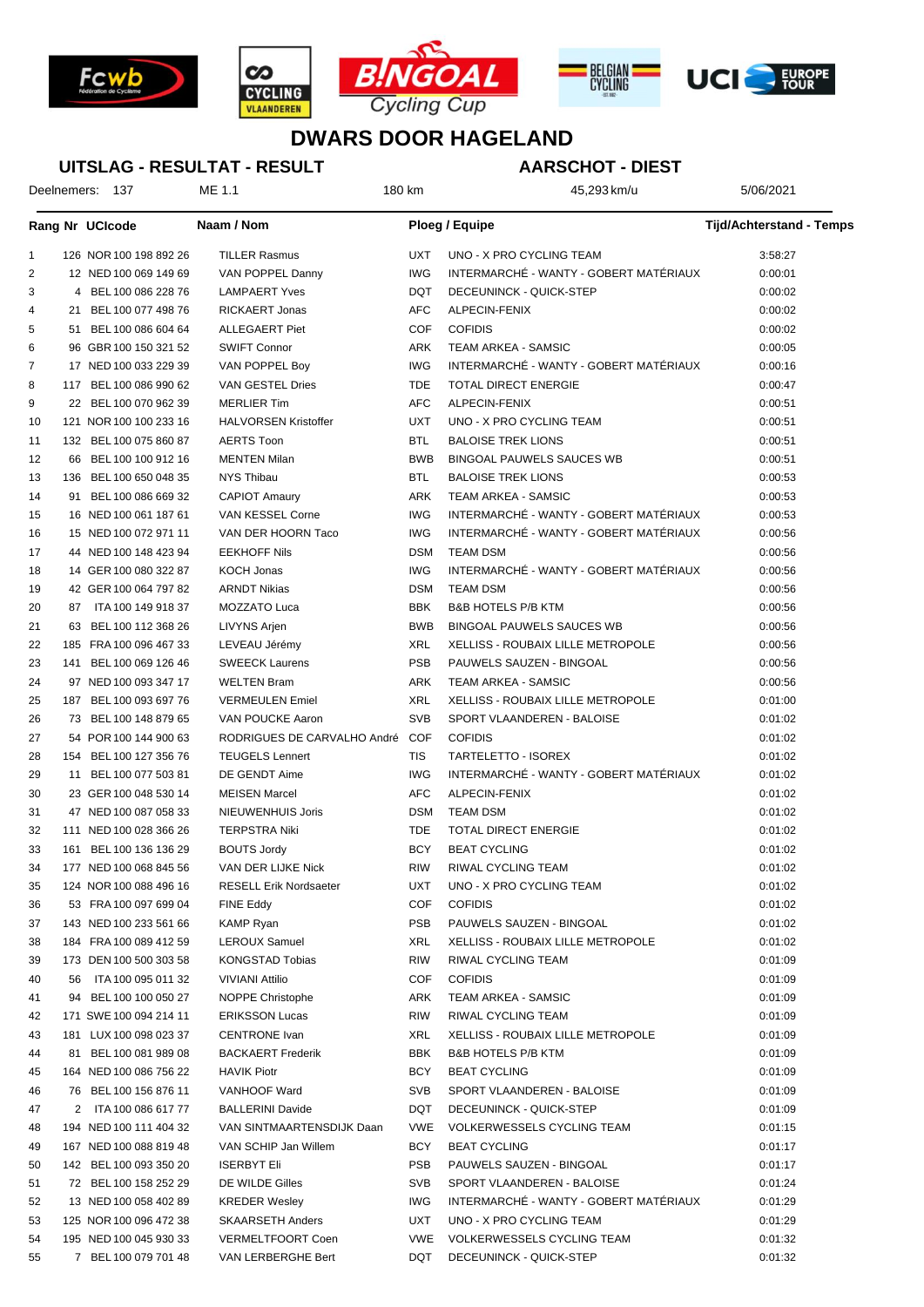# DWARS DOOR HAGELAND

## UITSLAG - RESULTAT - RESULT

## AARSCHOT - DIEST

Deelnemers: 137 | ME 1.1 | 180 km | 45,293 km/u | 5/06/2021

| Rang | Nr | UCIcode | Naam / Nom | Ploeg / Equipe | | Tijd/Achterstand - Temps |
|---|---|---|---|---|---|---|
| 1 | 126 | NOR 100 198 892 26 | TILLER Rasmus | UXT | UNO - X PRO CYCLING TEAM | 3:58:27 |
| 2 | 12 | NED 100 069 149 69 | VAN POPPEL Danny | IWG | INTERMARCHÉ - WANTY - GOBERT MATÉRIAUX | 0:00:01 |
| 3 | 4 | BEL 100 086 228 76 | LAMPAERT Yves | DQT | DECEUNINCK - QUICK-STEP | 0:00:02 |
| 4 | 21 | BEL 100 077 498 76 | RICKAERT Jonas | AFC | ALPECIN-FENIX | 0:00:02 |
| 5 | 51 | BEL 100 086 604 64 | ALLEGAERT Piet | COF | COFIDIS | 0:00:02 |
| 6 | 96 | GBR 100 150 321 52 | SWIFT Connor | ARK | TEAM ARKEA - SAMSIC | 0:00:05 |
| 7 | 17 | NED 100 033 229 39 | VAN POPPEL Boy | IWG | INTERMARCHÉ - WANTY - GOBERT MATÉRIAUX | 0:00:16 |
| 8 | 117 | BEL 100 086 990 62 | VAN GESTEL Dries | TDE | TOTAL DIRECT ENERGIE | 0:00:47 |
| 9 | 22 | BEL 100 070 962 39 | MERLIER Tim | AFC | ALPECIN-FENIX | 0:00:51 |
| 10 | 121 | NOR 100 100 233 16 | HALVORSEN Kristoffer | UXT | UNO - X PRO CYCLING TEAM | 0:00:51 |
| 11 | 132 | BEL 100 075 860 87 | AERTS Toon | BTL | BALOISE TREK LIONS | 0:00:51 |
| 12 | 66 | BEL 100 100 912 16 | MENTEN Milan | BWB | BINGOAL PAUWELS SAUCES WB | 0:00:51 |
| 13 | 136 | BEL 100 650 048 35 | NYS Thibau | BTL | BALOISE TREK LIONS | 0:00:53 |
| 14 | 91 | BEL 100 086 669 32 | CAPIOT Amaury | ARK | TEAM ARKEA - SAMSIC | 0:00:53 |
| 15 | 16 | NED 100 061 187 61 | VAN KESSEL Corne | IWG | INTERMARCHÉ - WANTY - GOBERT MATÉRIAUX | 0:00:53 |
| 16 | 15 | NED 100 072 971 11 | VAN DER HOORN Taco | IWG | INTERMARCHÉ - WANTY - GOBERT MATÉRIAUX | 0:00:56 |
| 17 | 44 | NED 100 148 423 94 | EEKHOFF Nils | DSM | TEAM DSM | 0:00:56 |
| 18 | 14 | GER 100 080 322 87 | KOCH Jonas | IWG | INTERMARCHÉ - WANTY - GOBERT MATÉRIAUX | 0:00:56 |
| 19 | 42 | GER 100 064 797 82 | ARNDT Nikias | DSM | TEAM DSM | 0:00:56 |
| 20 | 87 | ITA 100 149 918 37 | MOZZATO Luca | BBK | B&B HOTELS P/B KTM | 0:00:56 |
| 21 | 63 | BEL 100 112 368 26 | LIVYNS Arjen | BWB | BINGOAL PAUWELS SAUCES WB | 0:00:56 |
| 22 | 185 | FRA 100 096 467 33 | LEVEAU Jérémy | XRL | XELLISS - ROUBAIX LILLE METROPOLE | 0:00:56 |
| 23 | 141 | BEL 100 069 126 46 | SWEECK Laurens | PSB | PAUWELS SAUZEN - BINGOAL | 0:00:56 |
| 24 | 97 | NED 100 093 347 17 | WELTEN Bram | ARK | TEAM ARKEA - SAMSIC | 0:00:56 |
| 25 | 187 | BEL 100 093 697 76 | VERMEULEN Emiel | XRL | XELLISS - ROUBAIX LILLE METROPOLE | 0:01:00 |
| 26 | 73 | BEL 100 148 879 65 | VAN POUCKE Aaron | SVB | SPORT VLAANDEREN - BALOISE | 0:01:02 |
| 27 | 54 | POR 100 144 900 63 | RODRIGUES DE CARVALHO André | COF | COFIDIS | 0:01:02 |
| 28 | 154 | BEL 100 127 356 76 | TEUGELS Lennert | TIS | TARTELETTO - ISOREX | 0:01:02 |
| 29 | 11 | BEL 100 077 503 81 | DE GENDT Aime | IWG | INTERMARCHÉ - WANTY - GOBERT MATÉRIAUX | 0:01:02 |
| 30 | 23 | GER 100 048 530 14 | MEISEN Marcel | AFC | ALPECIN-FENIX | 0:01:02 |
| 31 | 47 | NED 100 087 058 33 | NIEUWENHUIS Joris | DSM | TEAM DSM | 0:01:02 |
| 32 | 111 | NED 100 028 366 26 | TERPSTRA Niki | TDE | TOTAL DIRECT ENERGIE | 0:01:02 |
| 33 | 161 | BEL 100 136 136 29 | BOUTS Jordy | BCY | BEAT CYCLING | 0:01:02 |
| 34 | 177 | NED 100 068 845 56 | VAN DER LIJKE Nick | RIW | RIWAL CYCLING TEAM | 0:01:02 |
| 35 | 124 | NOR 100 088 496 16 | RESELL Erik Nordsaeter | UXT | UNO - X PRO CYCLING TEAM | 0:01:02 |
| 36 | 53 | FRA 100 097 699 04 | FINE Eddy | COF | COFIDIS | 0:01:02 |
| 37 | 143 | NED 100 233 561 66 | KAMP Ryan | PSB | PAUWELS SAUZEN - BINGOAL | 0:01:02 |
| 38 | 184 | FRA 100 089 412 59 | LEROUX Samuel | XRL | XELLISS - ROUBAIX LILLE METROPOLE | 0:01:02 |
| 39 | 173 | DEN 100 500 303 58 | KONGSTAD Tobias | RIW | RIWAL CYCLING TEAM | 0:01:09 |
| 40 | 56 | ITA 100 095 011 32 | VIVIANI Attilio | COF | COFIDIS | 0:01:09 |
| 41 | 94 | BEL 100 100 050 27 | NOPPE Christophe | ARK | TEAM ARKEA - SAMSIC | 0:01:09 |
| 42 | 171 | SWE 100 094 214 11 | ERIKSSON Lucas | RIW | RIWAL CYCLING TEAM | 0:01:09 |
| 43 | 181 | LUX 100 098 023 37 | CENTRONE Ivan | XRL | XELLISS - ROUBAIX LILLE METROPOLE | 0:01:09 |
| 44 | 81 | BEL 100 081 989 08 | BACKAERT Frederik | BBK | B&B HOTELS P/B KTM | 0:01:09 |
| 45 | 164 | NED 100 086 756 22 | HAVIK Piotr | BCY | BEAT CYCLING | 0:01:09 |
| 46 | 76 | BEL 100 156 876 11 | VANHOOF Ward | SVB | SPORT VLAANDEREN - BALOISE | 0:01:09 |
| 47 | 2 | ITA 100 086 617 77 | BALLERINI Davide | DQT | DECEUNINCK - QUICK-STEP | 0:01:09 |
| 48 | 194 | NED 100 111 404 85 | VAN SINTMAARTENSDIJK Daan | VWE | VOLKERWESSELS CYCLING TEAM | 0:01:15 |
| 49 | 167 | NED 100 088 819 48 | VAN SCHIP Jan Willem | BCY | BEAT CYCLING | 0:01:17 |
| 50 | 142 | BEL 100 093 350 20 | ISERBYT Eli | PSB | PAUWELS SAUZEN - BINGOAL | 0:01:17 |
| 51 | 72 | BEL 100 158 252 29 | DE WILDE Gilles | SVB | SPORT VLAANDEREN - BALOISE | 0:01:24 |
| 52 | 13 | NED 100 058 402 89 | KREDER Wesley | IWG | INTERMARCHÉ - WANTY - GOBERT MATÉRIAUX | 0:01:29 |
| 53 | 125 | NOR 100 096 472 38 | SKAARSETH Anders | UXT | UNO - X PRO CYCLING TEAM | 0:01:29 |
| 54 | 195 | NED 100 045 930 33 | VERMELTFOORT Coen | VWE | VOLKERWESSELS CYCLING TEAM | 0:01:32 |
| 55 | 7 | BEL 100 079 701 48 | VAN LERBERGHE Bert | DQT | DECEUNINCK - QUICK-STEP | 0:01:32 |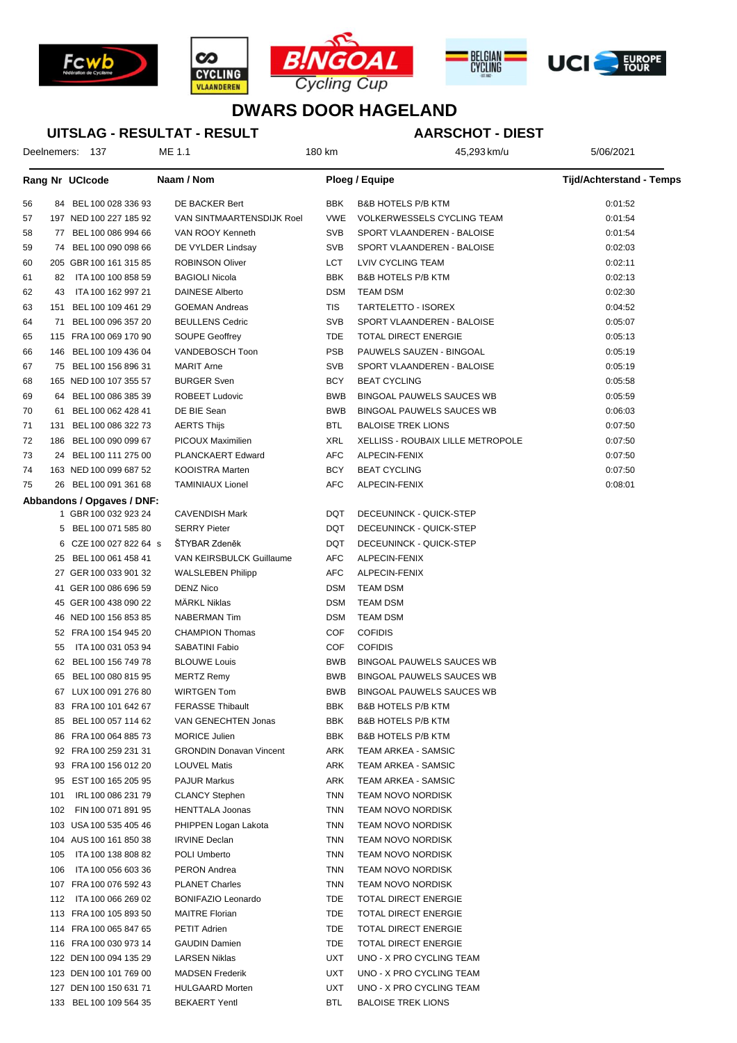# DWARS DOOR HAGELAND

## UITSLAG - RESULTAT - RESULT

## AARSCHOT - DIEST

Deelnemers: 137 | ME 1.1 | 180 km | 45,293 km/u | 5/06/2021

| Rang | Nr | UCIcode | Naam / Nom | Ploeg / Equipe | | Tijd/Achterstand - Temps |
|---|---|---|---|---|---|---|
| 56 | 84 | BEL 100 028 336 93 | DE BACKER Bert | BBK | B&B HOTELS P/B KTM | 0:01:52 |
| 57 | 197 | NED 100 227 185 92 | VAN SINTMAARTENSDIJK Roel | VWE | VOLKERWESSELS CYCLING TEAM | 0:01:54 |
| 58 | 77 | BEL 100 086 994 66 | VAN ROOY Kenneth | SVB | SPORT VLAANDEREN - BALOISE | 0:01:54 |
| 59 | 74 | BEL 100 090 098 66 | DE VYLDER Lindsay | SVB | SPORT VLAANDEREN - BALOISE | 0:02:03 |
| 60 | 205 | GBR 100 161 315 85 | ROBINSON Oliver | LCT | LVIV CYCLING TEAM | 0:02:11 |
| 61 | 82 | ITA 100 100 858 59 | BAGIOLI Nicola | BBK | B&B HOTELS P/B KTM | 0:02:13 |
| 62 | 43 | ITA 100 162 997 21 | DAINESE Alberto | DSM | TEAM DSM | 0:02:30 |
| 63 | 151 | BEL 100 109 461 29 | GOEMAN Andreas | TIS | TARTELETTO - ISOREX | 0:04:52 |
| 64 | 71 | BEL 100 096 357 20 | BEULLENS Cedric | SVB | SPORT VLAANDEREN - BALOISE | 0:05:07 |
| 65 | 115 | FRA 100 069 170 90 | SOUPE Geoffrey | TDE | TOTAL DIRECT ENERGIE | 0:05:13 |
| 66 | 146 | BEL 100 109 436 04 | VANDEBOSCH Toon | PSB | PAUWELS SAUZEN - BINGOAL | 0:05:19 |
| 67 | 75 | BEL 100 156 896 31 | MARIT Arne | SVB | SPORT VLAANDEREN - BALOISE | 0:05:19 |
| 68 | 165 | NED 100 107 355 57 | BURGER Sven | BCY | BEAT CYCLING | 0:05:58 |
| 69 | 64 | BEL 100 086 385 39 | ROBEET Ludovic | BWB | BINGOAL PAUWELS SAUCES WB | 0:05:59 |
| 70 | 61 | BEL 100 062 428 41 | DE BIE Sean | BWB | BINGOAL PAUWELS SAUCES WB | 0:06:03 |
| 71 | 131 | BEL 100 086 322 73 | AERTS Thijs | BTL | BALOISE TREK LIONS | 0:07:50 |
| 72 | 186 | BEL 100 090 099 67 | PICOUX Maximilien | XRL | XELLISS - ROUBAIX LILLE METROPOLE | 0:07:50 |
| 73 | 24 | BEL 100 111 275 00 | PLANCKAERT Edward | AFC | ALPECIN-FENIX | 0:07:50 |
| 74 | 163 | NED 100 099 687 52 | KOOISTRA Marten | BCY | BEAT CYCLING | 0:07:50 |
| 75 | 26 | BEL 100 091 361 68 | TAMINIAUX Lionel | AFC | ALPECIN-FENIX | 0:08:01 |

**Abbandons / Opgaves / DNF:**

| Nr | UCIcode | Naam / Nom | Ploeg / Equipe | |
|---|---|---|---|---|
| 1 | GBR 100 032 923 24 | CAVENDISH Mark | DQT | DECEUNINCK - QUICK-STEP |
| 5 | BEL 100 071 585 80 | SERRY Pieter | DQT | DECEUNINCK - QUICK-STEP |
| 6 | CZE 100 027 822 64 s | ŠTYBAR Zdeněk | DQT | DECEUNINCK - QUICK-STEP |
| 25 | BEL 100 061 458 41 | VAN KEIRSBULCK Guillaume | AFC | ALPECIN-FENIX |
| 27 | GER 100 033 901 32 | WALSLEBEN Philipp | AFC | ALPECIN-FENIX |
| 41 | GER 100 086 696 59 | DENZ Nico | DSM | TEAM DSM |
| 45 | GER 100 438 090 22 | MÄRKL Niklas | DSM | TEAM DSM |
| 46 | NED 100 156 853 85 | NABERMAN Tim | DSM | TEAM DSM |
| 52 | FRA 100 154 945 20 | CHAMPION Thomas | COF | COFIDIS |
| 55 | ITA 100 031 053 94 | SABATINI Fabio | COF | COFIDIS |
| 62 | BEL 100 156 749 78 | BLOUWE Louis | BWB | BINGOAL PAUWELS SAUCES WB |
| 65 | BEL 100 080 815 95 | MERTZ Remy | BWB | BINGOAL PAUWELS SAUCES WB |
| 67 | LUX 100 091 276 80 | WIRTGEN Tom | BWB | BINGOAL PAUWELS SAUCES WB |
| 83 | FRA 100 101 642 67 | FERASSE Thibault | BBK | B&B HOTELS P/B KTM |
| 85 | BEL 100 057 114 62 | VAN GENECHTEN Jonas | BBK | B&B HOTELS P/B KTM |
| 86 | FRA 100 064 885 73 | MORICE Julien | BBK | B&B HOTELS P/B KTM |
| 92 | FRA 100 259 231 31 | GRONDIN Donavan Vincent | ARK | TEAM ARKEA - SAMSIC |
| 93 | FRA 100 156 012 20 | LOUVEL Matis | ARK | TEAM ARKEA - SAMSIC |
| 95 | EST 100 165 205 95 | PAJUR Markus | ARK | TEAM ARKEA - SAMSIC |
| 101 | IRL 100 086 231 79 | CLANCY Stephen | TNN | TEAM NOVO NORDISK |
| 102 | FIN 100 071 891 95 | HENTTALA Joonas | TNN | TEAM NOVO NORDISK |
| 103 | USA 100 535 405 46 | PHIPPEN Logan Lakota | TNN | TEAM NOVO NORDISK |
| 104 | AUS 100 161 850 38 | IRVINE Declan | TNN | TEAM NOVO NORDISK |
| 105 | ITA 100 138 808 82 | POLI Umberto | TNN | TEAM NOVO NORDISK |
| 106 | ITA 100 056 603 36 | PERON Andrea | TNN | TEAM NOVO NORDISK |
| 107 | FRA 100 076 592 43 | PLANET Charles | TNN | TEAM NOVO NORDISK |
| 112 | ITA 100 066 269 02 | BONIFAZIO Leonardo | TDE | TOTAL DIRECT ENERGIE |
| 113 | FRA 100 105 893 50 | MAITRE Florian | TDE | TOTAL DIRECT ENERGIE |
| 114 | FRA 100 065 847 65 | PETIT Adrien | TDE | TOTAL DIRECT ENERGIE |
| 116 | FRA 100 030 973 14 | GAUDIN Damien | TDE | TOTAL DIRECT ENERGIE |
| 122 | DEN 100 094 135 29 | LARSEN Niklas | UXT | UNO - X PRO CYCLING TEAM |
| 123 | DEN 100 101 769 00 | MADSEN Frederik | UXT | UNO - X PRO CYCLING TEAM |
| 127 | DEN 100 150 631 71 | HULGAARD Morten | UXT | UNO - X PRO CYCLING TEAM |
| 133 | BEL 100 109 564 35 | BEKAERT Yentl | BTL | BALOISE TREK LIONS |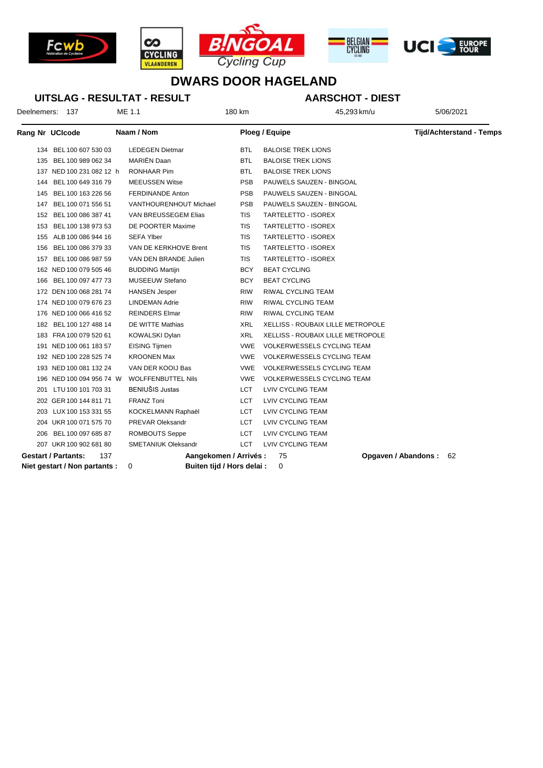# DWARS DOOR HAGELAND

## UITSLAG - RESULTAT - RESULT

## AARSCHOT - DIEST

Deelnemers: 137 ME 1.1 180 km 45,293 km/u 5/06/2021

| Rang | Nr | UCIcode | Naam / Nom | Ploeg / Equipe | | Tijd/Achterstand - Temps |
|---|---|---|---|---|---|---|
| | 134 | BEL 100 607 530 03 | LEDEGEN Dietmar | BTL | BALOISE TREK LIONS | |
| | 135 | BEL 100 989 062 34 | MARIËN Daan | BTL | BALOISE TREK LIONS | |
| | 137 | NED 100 231 082 12 h | RONHAAR Pim | BTL | BALOISE TREK LIONS | |
| | 144 | BEL 100 649 316 79 | MEEUSSEN Witse | PSB | PAUWELS SAUZEN - BINGOAL | |
| | 145 | BEL 100 163 226 56 | FERDINANDE Anton | PSB | PAUWELS SAUZEN - BINGOAL | |
| | 147 | BEL 100 071 556 51 | VANTHOURENHOUT Michael | PSB | PAUWELS SAUZEN - BINGOAL | |
| | 152 | BEL 100 086 387 41 | VAN BREUSSEGEM Elias | TIS | TARTELETTO - ISOREX | |
| | 153 | BEL 100 138 973 53 | DE POORTER Maxime | TIS | TARTELETTO - ISOREX | |
| | 155 | ALB 100 086 944 16 | SEFA Ylber | TIS | TARTELETTO - ISOREX | |
| | 156 | BEL 100 086 379 33 | VAN DE KERKHOVE Brent | TIS | TARTELETTO - ISOREX | |
| | 157 | BEL 100 086 987 59 | VAN DEN BRANDE Julien | TIS | TARTELETTO - ISOREX | |
| | 162 | NED 100 079 505 46 | BUDDING Martijn | BCY | BEAT CYCLING | |
| | 166 | BEL 100 097 477 73 | MUSEEUW Stefano | BCY | BEAT CYCLING | |
| | 172 | DEN 100 068 281 74 | HANSEN Jesper | RIW | RIWAL CYCLING TEAM | |
| | 174 | NED 100 079 676 23 | LINDEMAN Adrie | RIW | RIWAL CYCLING TEAM | |
| | 176 | NED 100 066 416 52 | REINDERS Elmar | RIW | RIWAL CYCLING TEAM | |
| | 182 | BEL 100 127 488 14 | DE WITTE Mathias | XRL | XELLISS - ROUBAIX LILLE METROPOLE | |
| | 183 | FRA 100 079 520 61 | KOWALSKI Dylan | XRL | XELLISS - ROUBAIX LILLE METROPOLE | |
| | 191 | NED 100 061 183 57 | EISING Tijmen | VWE | VOLKERWESSELS CYCLING TEAM | |
| | 192 | NED 100 228 525 74 | KROONEN Max | VWE | VOLKERWESSELS CYCLING TEAM | |
| | 193 | NED 100 081 132 24 | VAN DER KOOIJ Bas | VWE | VOLKERWESSELS CYCLING TEAM | |
| | 196 | NED 100 094 956 74 W | WOLFFENBUTTEL Nils | VWE | VOLKERWESSELS CYCLING TEAM | |
| | 201 | LTU 100 101 703 31 | BENIUŠIS Justas | LCT | LVIV CYCLING TEAM | |
| | 202 | GER 100 144 811 71 | FRANZ Toni | LCT | LVIV CYCLING TEAM | |
| | 203 | LUX 100 153 331 55 | KOCKELMANN Raphaël | LCT | LVIV CYCLING TEAM | |
| | 204 | UKR 100 071 575 70 | PREVAR Oleksandr | LCT | LVIV CYCLING TEAM | |
| | 206 | BEL 100 097 685 87 | ROMBOUTS Seppe | LCT | LVIV CYCLING TEAM | |
| | 207 | UKR 100 902 681 80 | SMETANIUK Oleksandr | LCT | LVIV CYCLING TEAM | |

**Gestart / Partants:** 137 **Aangekomen / Arrivés :** 75 **Opgaven / Abandons :** 62

**Niet gestart / Non partants :** 0 **Buiten tijd / Hors delai :** 0